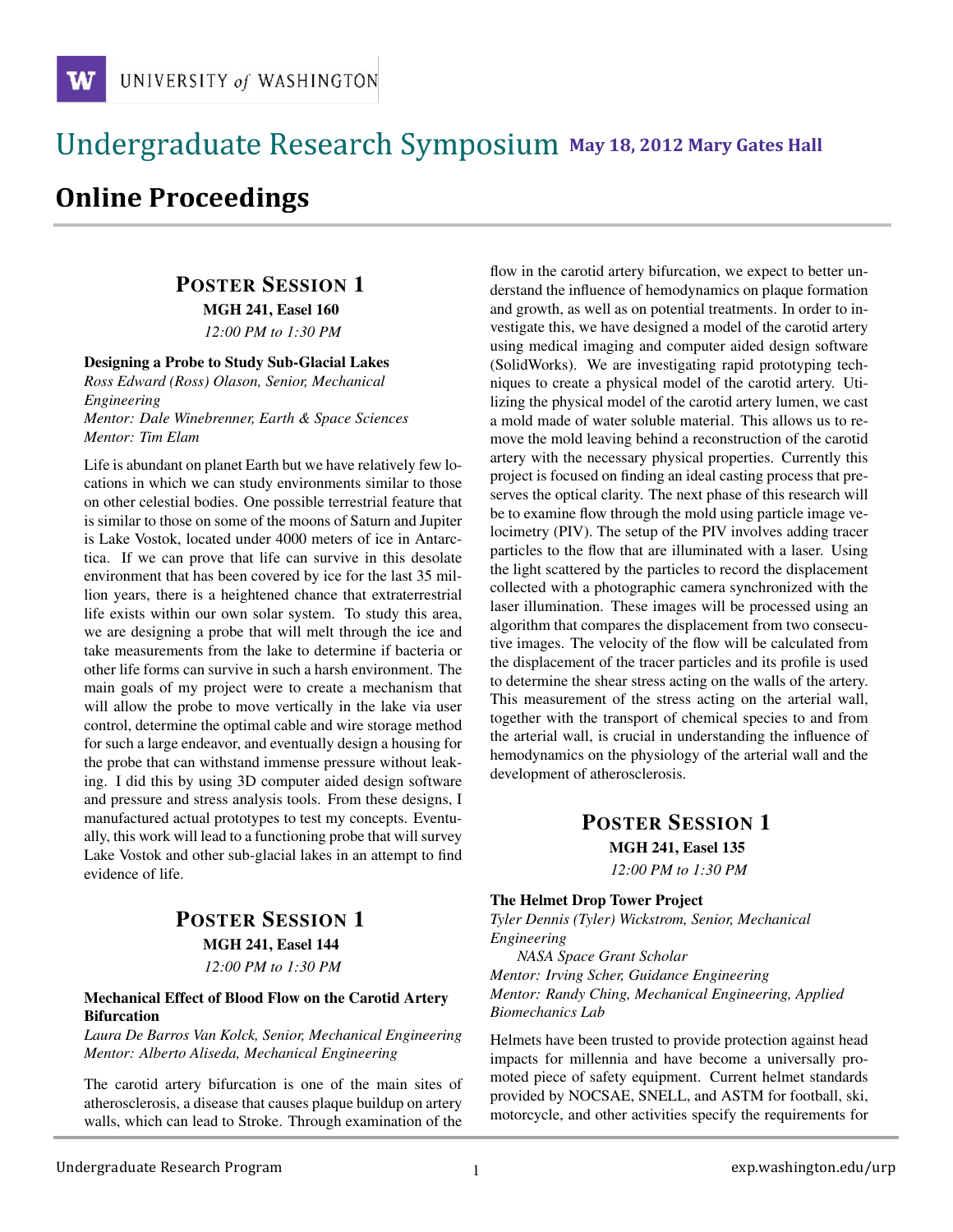UNIVERSITY of WASHINGTON

# Undergraduate Research Symposium May 18, 2012 Mary Gates Hall

# Online Proceedings

## POSTER SESSION 1

**MGH 241, Easel 160**

*12:00 PM to 1:30 PM*

### Designing a Probe to Study Sub-Glacial Lakes

*Ross Edward (Ross) Olason, Senior, Mechanical Engineering*
*Mentor: Dale Winebrenner, Earth & Space Sciences*
*Mentor: Tim Elam*

Life is abundant on planet Earth but we have relatively few locations in which we can study environments similar to those on other celestial bodies. One possible terrestrial feature that is similar to those on some of the moons of Saturn and Jupiter is Lake Vostok, located under 4000 meters of ice in Antarctica. If we can prove that life can survive in this desolate environment that has been covered by ice for the last 35 million years, there is a heightened chance that extraterrestrial life exists within our own solar system. To study this area, we are designing a probe that will melt through the ice and take measurements from the lake to determine if bacteria or other life forms can survive in such a harsh environment. The main goals of my project were to create a mechanism that will allow the probe to move vertically in the lake via user control, determine the optimal cable and wire storage method for such a large endeavor, and eventually design a housing for the probe that can withstand immense pressure without leaking. I did this by using 3D computer aided design software and pressure and stress analysis tools. From these designs, I manufactured actual prototypes to test my concepts. Eventually, this work will lead to a functioning probe that will survey Lake Vostok and other sub-glacial lakes in an attempt to find evidence of life.

## POSTER SESSION 1

**MGH 241, Easel 144**

*12:00 PM to 1:30 PM*

### Mechanical Effect of Blood Flow on the Carotid Artery Bifurcation

*Laura De Barros Van Kolck, Senior, Mechanical Engineering*
*Mentor: Alberto Aliseda, Mechanical Engineering*

The carotid artery bifurcation is one of the main sites of atherosclerosis, a disease that causes plaque buildup on artery walls, which can lead to Stroke. Through examination of the flow in the carotid artery bifurcation, we expect to better understand the influence of hemodynamics on plaque formation and growth, as well as on potential treatments. In order to investigate this, we have designed a model of the carotid artery using medical imaging and computer aided design software (SolidWorks). We are investigating rapid prototyping techniques to create a physical model of the carotid artery. Utilizing the physical model of the carotid artery lumen, we cast a mold made of water soluble material. This allows us to remove the mold leaving behind a reconstruction of the carotid artery with the necessary physical properties. Currently this project is focused on finding an ideal casting process that preserves the optical clarity. The next phase of this research will be to examine flow through the mold using particle image velocimetry (PIV). The setup of the PIV involves adding tracer particles to the flow that are illuminated with a laser. Using the light scattered by the particles to record the displacement collected with a photographic camera synchronized with the laser illumination. These images will be processed using an algorithm that compares the displacement from two consecutive images. The velocity of the flow will be calculated from the displacement of the tracer particles and its profile is used to determine the shear stress acting on the walls of the artery. This measurement of the stress acting on the arterial wall, together with the transport of chemical species to and from the arterial wall, is crucial in understanding the influence of hemodynamics on the physiology of the arterial wall and the development of atherosclerosis.

## POSTER SESSION 1

**MGH 241, Easel 135**

*12:00 PM to 1:30 PM*

### The Helmet Drop Tower Project

*Tyler Dennis (Tyler) Wickstrom, Senior, Mechanical Engineering*
*NASA Space Grant Scholar*
*Mentor: Irving Scher, Guidance Engineering*
*Mentor: Randy Ching, Mechanical Engineering, Applied Biomechanics Lab*

Helmets have been trusted to provide protection against head impacts for millennia and have become a universally promoted piece of safety equipment. Current helmet standards provided by NOCSAE, SNELL, and ASTM for football, ski, motorcycle, and other activities specify the requirements for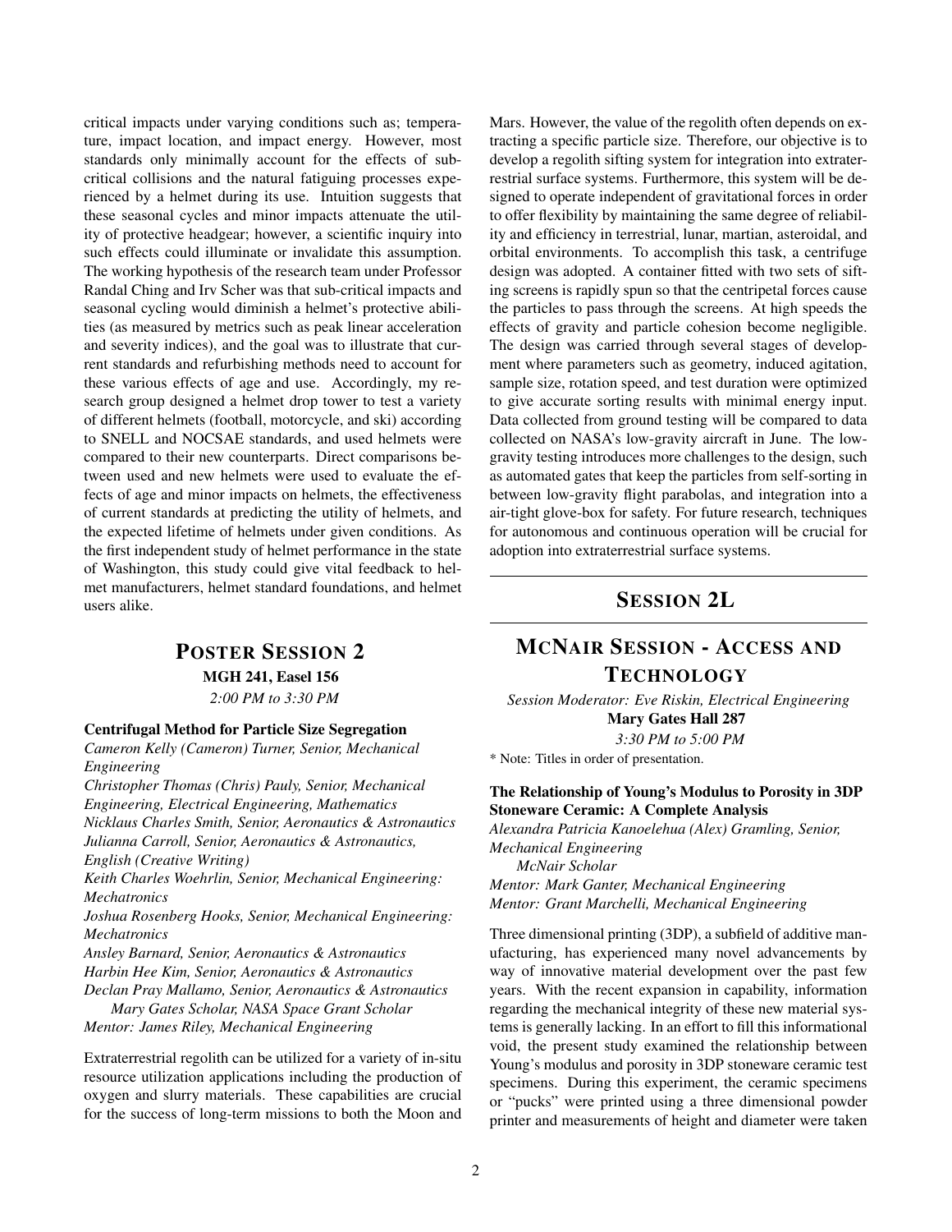critical impacts under varying conditions such as; temperature, impact location, and impact energy. However, most standards only minimally account for the effects of sub-critical collisions and the natural fatiguing processes experienced by a helmet during its use. Intuition suggests that these seasonal cycles and minor impacts attenuate the utility of protective headgear; however, a scientific inquiry into such effects could illuminate or invalidate this assumption. The working hypothesis of the research team under Professor Randal Ching and Irv Scher was that sub-critical impacts and seasonal cycling would diminish a helmet's protective abilities (as measured by metrics such as peak linear acceleration and severity indices), and the goal was to illustrate that current standards and refurbishing methods need to account for these various effects of age and use. Accordingly, my research group designed a helmet drop tower to test a variety of different helmets (football, motorcycle, and ski) according to SNELL and NOCSAE standards, and used helmets were compared to their new counterparts. Direct comparisons between used and new helmets were used to evaluate the effects of age and minor impacts on helmets, the effectiveness of current standards at predicting the utility of helmets, and the expected lifetime of helmets under given conditions. As the first independent study of helmet performance in the state of Washington, this study could give vital feedback to helmet manufacturers, helmet standard foundations, and helmet users alike.

## Poster Session 2

**MGH 241, Easel 156**

*2:00 PM to 3:30 PM*

### Centrifugal Method for Particle Size Segregation

*Cameron Kelly (Cameron) Turner, Senior, Mechanical Engineering*
*Christopher Thomas (Chris) Pauly, Senior, Mechanical Engineering, Electrical Engineering, Mathematics*
*Nicklaus Charles Smith, Senior, Aeronautics & Astronautics*
*Julianna Carroll, Senior, Aeronautics & Astronautics, English (Creative Writing)*
*Keith Charles Woehrlin, Senior, Mechanical Engineering: Mechatronics*
*Joshua Rosenberg Hooks, Senior, Mechanical Engineering: Mechatronics*
*Ansley Barnard, Senior, Aeronautics & Astronautics*
*Harbin Hee Kim, Senior, Aeronautics & Astronautics*
*Declan Pray Mallamo, Senior, Aeronautics & Astronautics*
*Mary Gates Scholar, NASA Space Grant Scholar*
*Mentor: James Riley, Mechanical Engineering*

Extraterrestrial regolith can be utilized for a variety of in-situ resource utilization applications including the production of oxygen and slurry materials. These capabilities are crucial for the success of long-term missions to both the Moon and Mars. However, the value of the regolith often depends on extracting a specific particle size. Therefore, our objective is to develop a regolith sifting system for integration into extraterrestrial surface systems. Furthermore, this system will be designed to operate independent of gravitational forces in order to offer flexibility by maintaining the same degree of reliability and efficiency in terrestrial, lunar, martian, asteroidal, and orbital environments. To accomplish this task, a centrifuge design was adopted. A container fitted with two sets of sifting screens is rapidly spun so that the centripetal forces cause the particles to pass through the screens. At high speeds the effects of gravity and particle cohesion become negligible. The design was carried through several stages of development where parameters such as geometry, induced agitation, sample size, rotation speed, and test duration were optimized to give accurate sorting results with minimal energy input. Data collected from ground testing will be compared to data collected on NASA's low-gravity aircraft in June. The low-gravity testing introduces more challenges to the design, such as automated gates that keep the particles from self-sorting in between low-gravity flight parabolas, and integration into a air-tight glove-box for safety. For future research, techniques for autonomous and continuous operation will be crucial for adoption into extraterrestrial surface systems.

---

## Session 2L

---

## McNair Session - Access and Technology

*Session Moderator: Eve Riskin, Electrical Engineering*

**Mary Gates Hall 287**

*3:30 PM to 5:00 PM*

\* Note: Titles in order of presentation.

### The Relationship of Young's Modulus to Porosity in 3DP Stoneware Ceramic: A Complete Analysis

*Alexandra Patricia Kanoelehua (Alex) Gramling, Senior, Mechanical Engineering*
*McNair Scholar*
*Mentor: Mark Ganter, Mechanical Engineering*
*Mentor: Grant Marchelli, Mechanical Engineering*

Three dimensional printing (3DP), a subfield of additive manufacturing, has experienced many novel advancements by way of innovative material development over the past few years. With the recent expansion in capability, information regarding the mechanical integrity of these new material systems is generally lacking. In an effort to fill this informational void, the present study examined the relationship between Young's modulus and porosity in 3DP stoneware ceramic test specimens. During this experiment, the ceramic specimens or "pucks" were printed using a three dimensional powder printer and measurements of height and diameter were taken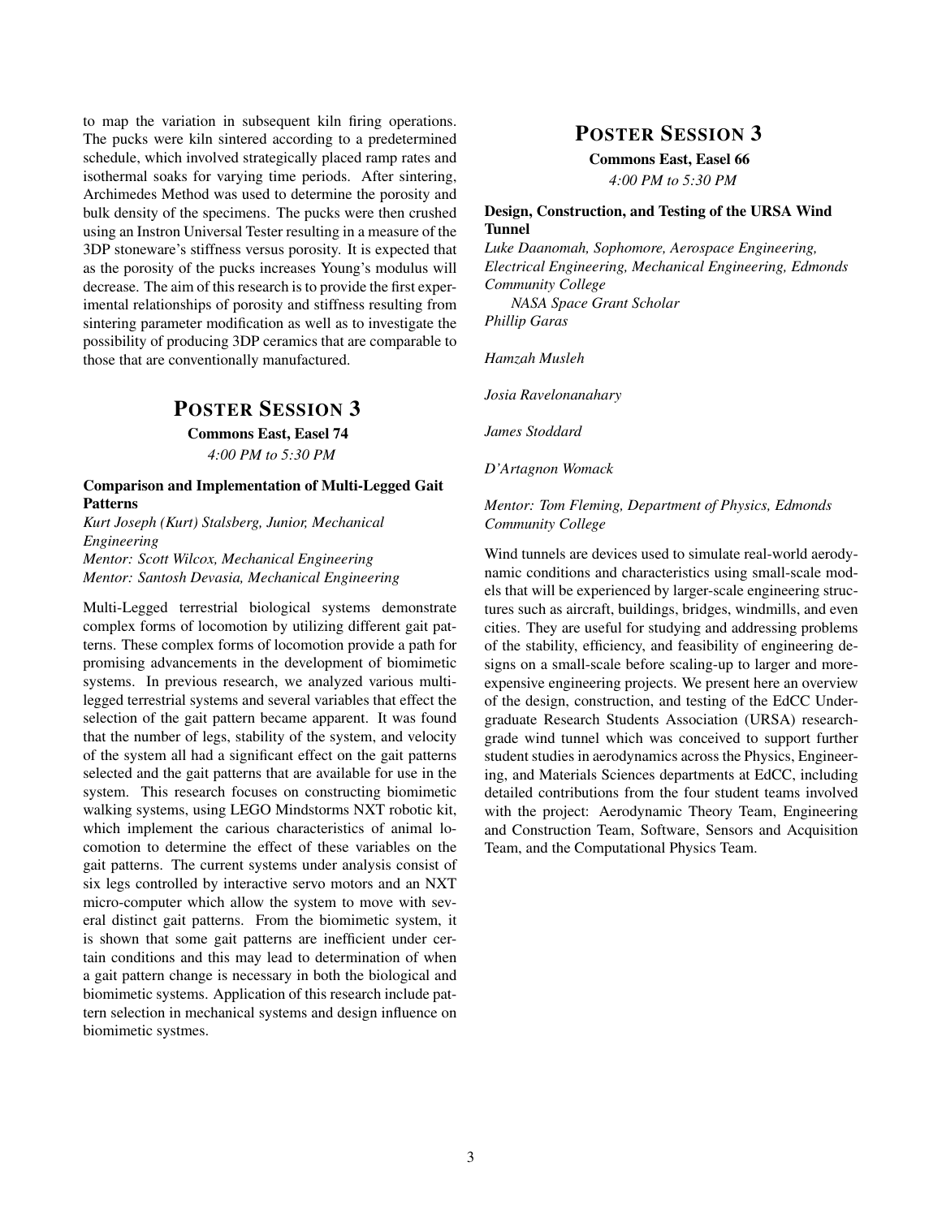to map the variation in subsequent kiln firing operations. The pucks were kiln sintered according to a predetermined schedule, which involved strategically placed ramp rates and isothermal soaks for varying time periods. After sintering, Archimedes Method was used to determine the porosity and bulk density of the specimens. The pucks were then crushed using an Instron Universal Tester resulting in a measure of the 3DP stoneware's stiffness versus porosity. It is expected that as the porosity of the pucks increases Young's modulus will decrease. The aim of this research is to provide the first experimental relationships of porosity and stiffness resulting from sintering parameter modification as well as to investigate the possibility of producing 3DP ceramics that are comparable to those that are conventionally manufactured.

## POSTER SESSION 3

**Commons East, Easel 74**

*4:00 PM to 5:30 PM*

### Comparison and Implementation of Multi-Legged Gait Patterns

*Kurt Joseph (Kurt) Stalsberg, Junior, Mechanical Engineering*
*Mentor: Scott Wilcox, Mechanical Engineering*
*Mentor: Santosh Devasia, Mechanical Engineering*

Multi-Legged terrestrial biological systems demonstrate complex forms of locomotion by utilizing different gait patterns. These complex forms of locomotion provide a path for promising advancements in the development of biomimetic systems. In previous research, we analyzed various multi-legged terrestrial systems and several variables that effect the selection of the gait pattern became apparent. It was found that the number of legs, stability of the system, and velocity of the system all had a significant effect on the gait patterns selected and the gait patterns that are available for use in the system. This research focuses on constructing biomimetic walking systems, using LEGO Mindstorms NXT robotic kit, which implement the carious characteristics of animal locomotion to determine the effect of these variables on the gait patterns. The current systems under analysis consist of six legs controlled by interactive servo motors and an NXT micro-computer which allow the system to move with several distinct gait patterns. From the biomimetic system, it is shown that some gait patterns are inefficient under certain conditions and this may lead to determination of when a gait pattern change is necessary in both the biological and biomimetic systems. Application of this research include pattern selection in mechanical systems and design influence on biomimetic systmes.

## POSTER SESSION 3

**Commons East, Easel 66**

*4:00 PM to 5:30 PM*

### Design, Construction, and Testing of the URSA Wind Tunnel

*Luke Daanomah, Sophomore, Aerospace Engineering, Electrical Engineering, Mechanical Engineering, Edmonds Community College*
*NASA Space Grant Scholar*
*Phillip Garas*

*Hamzah Musleh*

*Josia Ravelonanahary*

*James Stoddard*

*D'Artagnon Womack*

*Mentor: Tom Fleming, Department of Physics, Edmonds Community College*

Wind tunnels are devices used to simulate real-world aerodynamic conditions and characteristics using small-scale models that will be experienced by larger-scale engineering structures such as aircraft, buildings, bridges, windmills, and even cities. They are useful for studying and addressing problems of the stability, efficiency, and feasibility of engineering designs on a small-scale before scaling-up to larger and more-expensive engineering projects. We present here an overview of the design, construction, and testing of the EdCC Undergraduate Research Students Association (URSA) research-grade wind tunnel which was conceived to support further student studies in aerodynamics across the Physics, Engineering, and Materials Sciences departments at EdCC, including detailed contributions from the four student teams involved with the project: Aerodynamic Theory Team, Engineering and Construction Team, Software, Sensors and Acquisition Team, and the Computational Physics Team.